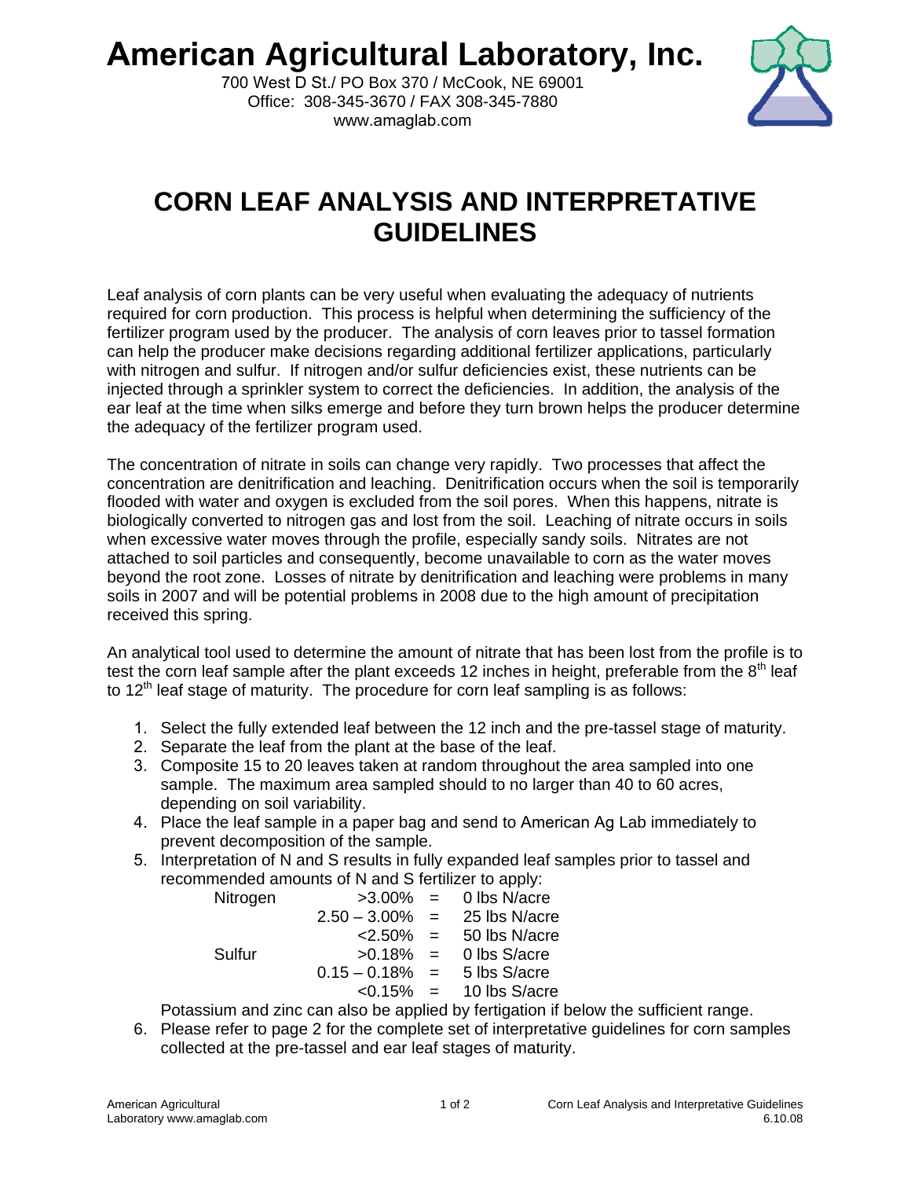# American Agricultural Laboratory, Inc.

700 West D St./ PO Box 370 / McCook, NE 69001
Office: 308-345-3670 / FAX 308-345-7880
www.amaglab.com

## CORN LEAF ANALYSIS AND INTERPRETATIVE GUIDELINES

Leaf analysis of corn plants can be very useful when evaluating the adequacy of nutrients required for corn production. This process is helpful when determining the sufficiency of the fertilizer program used by the producer. The analysis of corn leaves prior to tassel formation can help the producer make decisions regarding additional fertilizer applications, particularly with nitrogen and sulfur. If nitrogen and/or sulfur deficiencies exist, these nutrients can be injected through a sprinkler system to correct the deficiencies. In addition, the analysis of the ear leaf at the time when silks emerge and before they turn brown helps the producer determine the adequacy of the fertilizer program used.

The concentration of nitrate in soils can change very rapidly. Two processes that affect the concentration are denitrification and leaching. Denitrification occurs when the soil is temporarily flooded with water and oxygen is excluded from the soil pores. When this happens, nitrate is biologically converted to nitrogen gas and lost from the soil. Leaching of nitrate occurs in soils when excessive water moves through the profile, especially sandy soils. Nitrates are not attached to soil particles and consequently, become unavailable to corn as the water moves beyond the root zone. Losses of nitrate by denitrification and leaching were problems in many soils in 2007 and will be potential problems in 2008 due to the high amount of precipitation received this spring.

An analytical tool used to determine the amount of nitrate that has been lost from the profile is to test the corn leaf sample after the plant exceeds 12 inches in height, preferable from the 8th leaf to 12th leaf stage of maturity. The procedure for corn leaf sampling is as follows:

1. Select the fully extended leaf between the 12 inch and the pre-tassel stage of maturity.
2. Separate the leaf from the plant at the base of the leaf.
3. Composite 15 to 20 leaves taken at random throughout the area sampled into one sample. The maximum area sampled should to no larger than 40 to 60 acres, depending on soil variability.
4. Place the leaf sample in a paper bag and send to American Ag Lab immediately to prevent decomposition of the sample.
5. Interpretation of N and S results in fully expanded leaf samples prior to tassel and recommended amounts of N and S fertilizer to apply:

| Nutrient | Leaf Concentration | | Recommendation |
|---|---|---|---|
| Nitrogen | >3.00% | = | 0 lbs N/acre |
| | 2.50 – 3.00% | = | 25 lbs N/acre |
| | <2.50% | = | 50 lbs N/acre |
| Sulfur | >0.18% | = | 0 lbs S/acre |
| | 0.15 – 0.18% | = | 5 lbs S/acre |
| | <0.15% | = | 10 lbs S/acre |

   Potassium and zinc can also be applied by fertigation if below the sufficient range.

6. Please refer to page 2 for the complete set of interpretative guidelines for corn samples collected at the pre-tassel and ear leaf stages of maturity.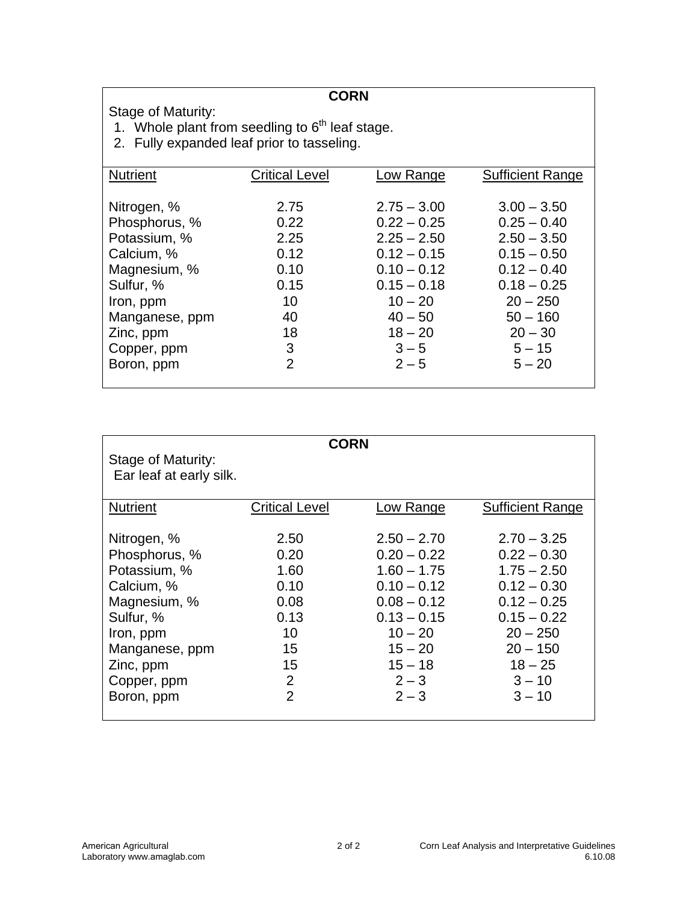## CORN

Stage of Maturity:

1. Whole plant from seedling to 6th leaf stage.
2. Fully expanded leaf prior to tasseling.

| Nutrient | Critical Level | Low Range | Sufficient Range |
|---|---|---|---|
| Nitrogen, % | 2.75 | 2.75 – 3.00 | 3.00 – 3.50 |
| Phosphorus, % | 0.22 | 0.22 – 0.25 | 0.25 – 0.40 |
| Potassium, % | 2.25 | 2.25 – 2.50 | 2.50 – 3.50 |
| Calcium, % | 0.12 | 0.12 – 0.15 | 0.15 – 0.50 |
| Magnesium, % | 0.10 | 0.10 – 0.12 | 0.12 – 0.40 |
| Sulfur, % | 0.15 | 0.15 – 0.18 | 0.18 – 0.25 |
| Iron, ppm | 10 | 10 – 20 | 20 – 250 |
| Manganese, ppm | 40 | 40 – 50 | 50 – 160 |
| Zinc, ppm | 18 | 18 – 20 | 20 – 30 |
| Copper, ppm | 3 | 3 – 5 | 5 – 15 |
| Boron, ppm | 2 | 2 – 5 | 5 – 20 |

## CORN

Stage of Maturity:
Ear leaf at early silk.

| Nutrient | Critical Level | Low Range | Sufficient Range |
|---|---|---|---|
| Nitrogen, % | 2.50 | 2.50 – 2.70 | 2.70 – 3.25 |
| Phosphorus, % | 0.20 | 0.20 – 0.22 | 0.22 – 0.30 |
| Potassium, % | 1.60 | 1.60 – 1.75 | 1.75 – 2.50 |
| Calcium, % | 0.10 | 0.10 – 0.12 | 0.12 – 0.30 |
| Magnesium, % | 0.08 | 0.08 – 0.12 | 0.12 – 0.25 |
| Sulfur, % | 0.13 | 0.13 – 0.15 | 0.15 – 0.22 |
| Iron, ppm | 10 | 10 – 20 | 20 – 250 |
| Manganese, ppm | 15 | 15 – 20 | 20 – 150 |
| Zinc, ppm | 15 | 15 – 18 | 18 – 25 |
| Copper, ppm | 2 | 2 – 3 | 3 – 10 |
| Boron, ppm | 2 | 2 – 3 | 3 – 10 |